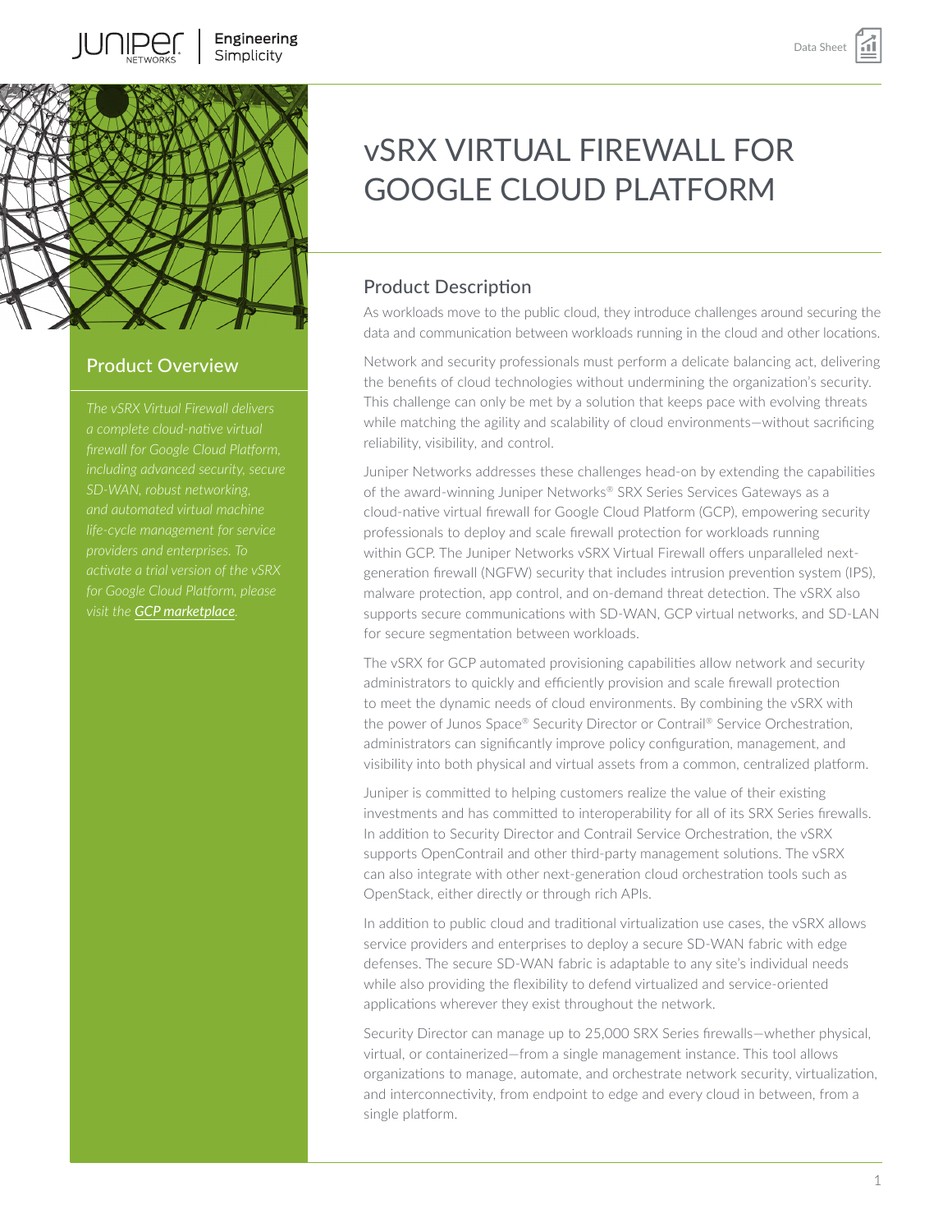# vSRX VIRTUAL FIREWALL FOR GOOGLE CLOUD PLATFORM

## Product Overview

*The vSRX Virtual Firewall delivers a complete cloud-native virtual firewall for Google Cloud Platform, including advanced security, secure SD-WAN, robust networking, and automated virtual machine life-cycle management for service providers and enterprises. To activate a trial version of the vSRX for Google Cloud Platform, please visit the **GCP marketplace**.*

## Product Description

As workloads move to the public cloud, they introduce challenges around securing the data and communication between workloads running in the cloud and other locations.

Network and security professionals must perform a delicate balancing act, delivering the benefits of cloud technologies without undermining the organization's security. This challenge can only be met by a solution that keeps pace with evolving threats while matching the agility and scalability of cloud environments—without sacrificing reliability, visibility, and control.

Juniper Networks addresses these challenges head-on by extending the capabilities of the award-winning Juniper Networks® SRX Series Services Gateways as a cloud-native virtual firewall for Google Cloud Platform (GCP), empowering security professionals to deploy and scale firewall protection for workloads running within GCP. The Juniper Networks vSRX Virtual Firewall offers unparalleled next-generation firewall (NGFW) security that includes intrusion prevention system (IPS), malware protection, app control, and on-demand threat detection. The vSRX also supports secure communications with SD-WAN, GCP virtual networks, and SD-LAN for secure segmentation between workloads.

The vSRX for GCP automated provisioning capabilities allow network and security administrators to quickly and efficiently provision and scale firewall protection to meet the dynamic needs of cloud environments. By combining the vSRX with the power of Junos Space® Security Director or Contrail® Service Orchestration, administrators can significantly improve policy configuration, management, and visibility into both physical and virtual assets from a common, centralized platform.

Juniper is committed to helping customers realize the value of their existing investments and has committed to interoperability for all of its SRX Series firewalls. In addition to Security Director and Contrail Service Orchestration, the vSRX supports OpenContrail and other third-party management solutions. The vSRX can also integrate with other next-generation cloud orchestration tools such as OpenStack, either directly or through rich APIs.

In addition to public cloud and traditional virtualization use cases, the vSRX allows service providers and enterprises to deploy a secure SD-WAN fabric with edge defenses. The secure SD-WAN fabric is adaptable to any site's individual needs while also providing the flexibility to defend virtualized and service-oriented applications wherever they exist throughout the network.

Security Director can manage up to 25,000 SRX Series firewalls—whether physical, virtual, or containerized—from a single management instance. This tool allows organizations to manage, automate, and orchestrate network security, virtualization, and interconnectivity, from endpoint to edge and every cloud in between, from a single platform.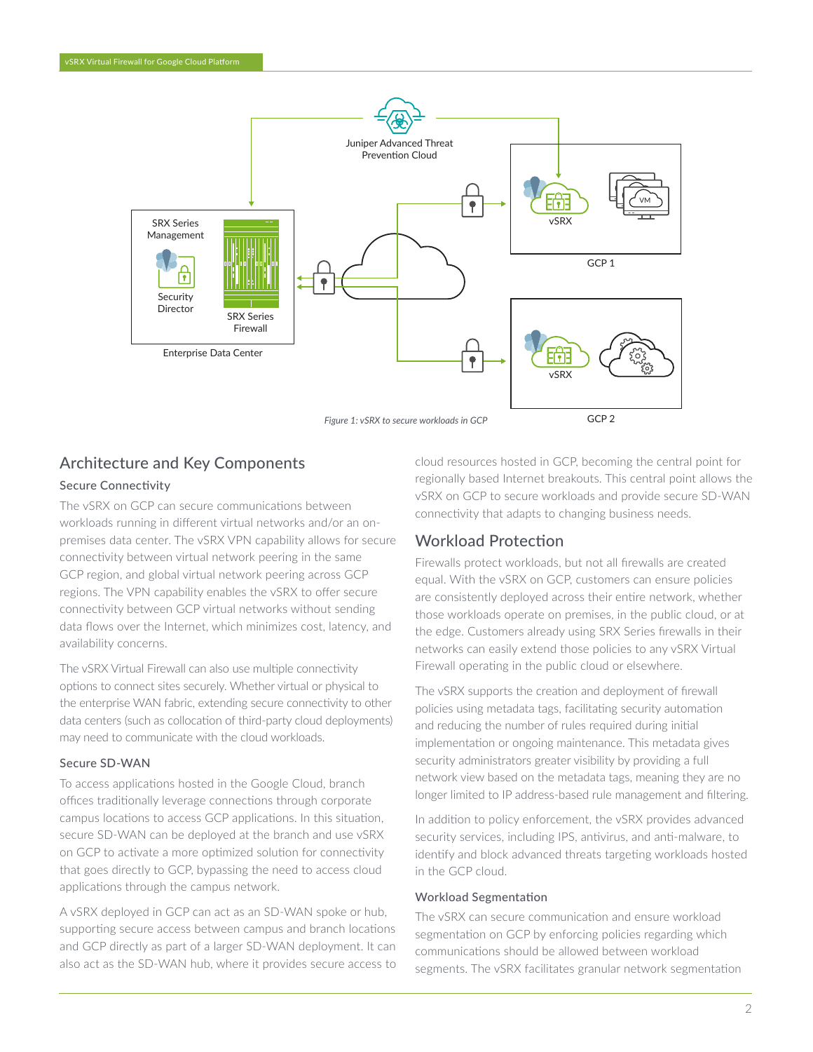Figure 1: vSRX to secure workloads in GCP

## Architecture and Key Components

### Secure Connectivity

The vSRX on GCP can secure communications between workloads running in different virtual networks and/or an on-premises data center. The vSRX VPN capability allows for secure connectivity between virtual network peering in the same GCP region, and global virtual network peering across GCP regions. The VPN capability enables the vSRX to offer secure connectivity between GCP virtual networks without sending data flows over the Internet, which minimizes cost, latency, and availability concerns.

The vSRX Virtual Firewall can also use multiple connectivity options to connect sites securely. Whether virtual or physical to the enterprise WAN fabric, extending secure connectivity to other data centers (such as collocation of third-party cloud deployments) may need to communicate with the cloud workloads.

### Secure SD-WAN

To access applications hosted in the Google Cloud, branch offices traditionally leverage connections through corporate campus locations to access GCP applications. In this situation, secure SD-WAN can be deployed at the branch and use vSRX on GCP to activate a more optimized solution for connectivity that goes directly to GCP, bypassing the need to access cloud applications through the campus network.

A vSRX deployed in GCP can act as an SD-WAN spoke or hub, supporting secure access between campus and branch locations and GCP directly as part of a larger SD-WAN deployment. It can also act as the SD-WAN hub, where it provides secure access to cloud resources hosted in GCP, becoming the central point for regionally based Internet breakouts. This central point allows the vSRX on GCP to secure workloads and provide secure SD-WAN connectivity that adapts to changing business needs.

## Workload Protection

Firewalls protect workloads, but not all firewalls are created equal. With the vSRX on GCP, customers can ensure policies are consistently deployed across their entire network, whether those workloads operate on premises, in the public cloud, or at the edge. Customers already using SRX Series firewalls in their networks can easily extend those policies to any vSRX Virtual Firewall operating in the public cloud or elsewhere.

The vSRX supports the creation and deployment of firewall policies using metadata tags, facilitating security automation and reducing the number of rules required during initial implementation or ongoing maintenance. This metadata gives security administrators greater visibility by providing a full network view based on the metadata tags, meaning they are no longer limited to IP address-based rule management and filtering.

In addition to policy enforcement, the vSRX provides advanced security services, including IPS, antivirus, and anti-malware, to identify and block advanced threats targeting workloads hosted in the GCP cloud.

### Workload Segmentation

The vSRX can secure communication and ensure workload segmentation on GCP by enforcing policies regarding which communications should be allowed between workload segments. The vSRX facilitates granular network segmentation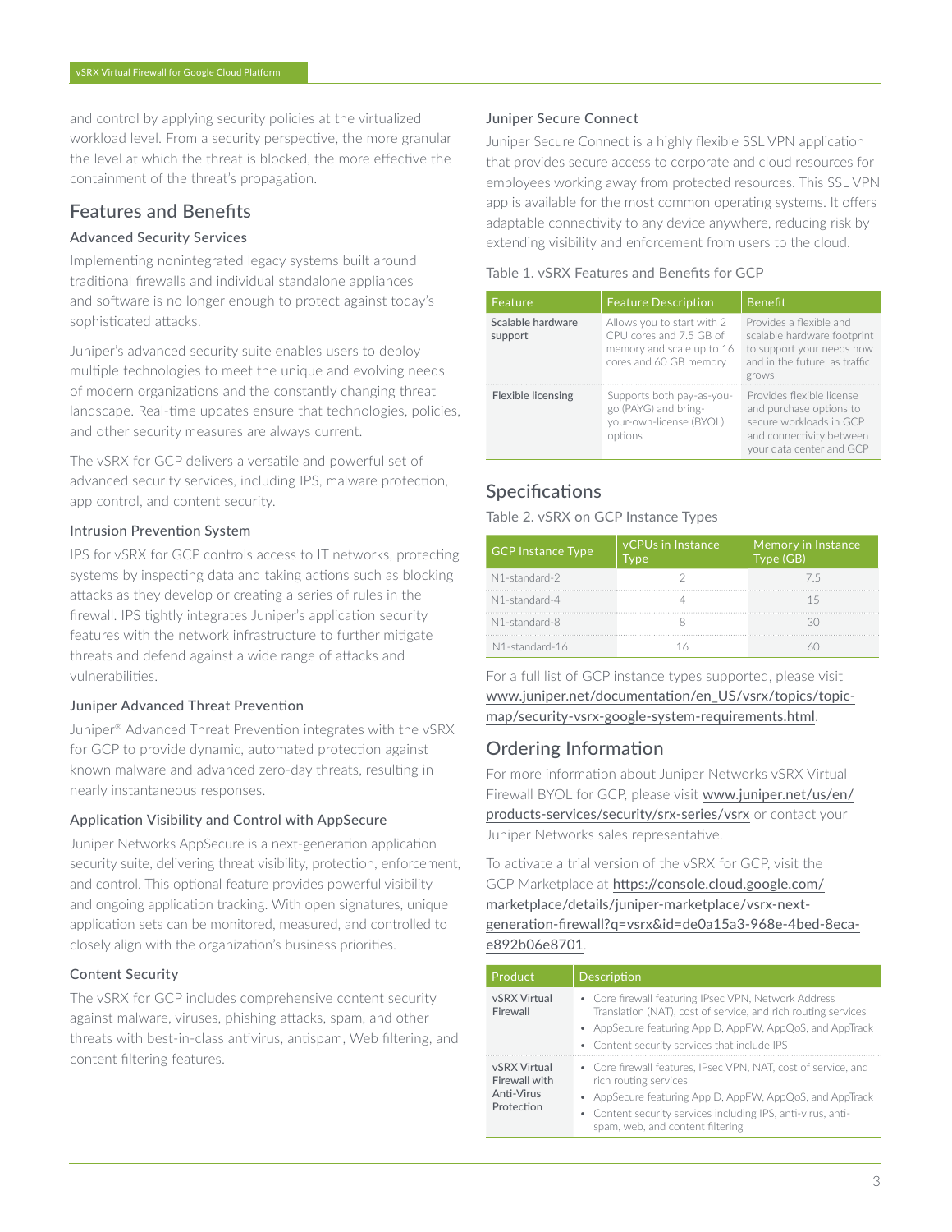and control by applying security policies at the virtualized workload level. From a security perspective, the more granular the level at which the threat is blocked, the more effective the containment of the threat's propagation.

## Features and Benefits

### Advanced Security Services

Implementing nonintegrated legacy systems built around traditional firewalls and individual standalone appliances and software is no longer enough to protect against today's sophisticated attacks.

Juniper's advanced security suite enables users to deploy multiple technologies to meet the unique and evolving needs of modern organizations and the constantly changing threat landscape. Real-time updates ensure that technologies, policies, and other security measures are always current.

The vSRX for GCP delivers a versatile and powerful set of advanced security services, including IPS, malware protection, app control, and content security.

### Intrusion Prevention System

IPS for vSRX for GCP controls access to IT networks, protecting systems by inspecting data and taking actions such as blocking attacks as they develop or creating a series of rules in the firewall. IPS tightly integrates Juniper's application security features with the network infrastructure to further mitigate threats and defend against a wide range of attacks and vulnerabilities.

### Juniper Advanced Threat Prevention

Juniper® Advanced Threat Prevention integrates with the vSRX for GCP to provide dynamic, automated protection against known malware and advanced zero-day threats, resulting in nearly instantaneous responses.

### Application Visibility and Control with AppSecure

Juniper Networks AppSecure is a next-generation application security suite, delivering threat visibility, protection, enforcement, and control. This optional feature provides powerful visibility and ongoing application tracking. With open signatures, unique application sets can be monitored, measured, and controlled to closely align with the organization's business priorities.

### Content Security

The vSRX for GCP includes comprehensive content security against malware, viruses, phishing attacks, spam, and other threats with best-in-class antivirus, antispam, Web filtering, and content filtering features.

### Juniper Secure Connect

Juniper Secure Connect is a highly flexible SSL VPN application that provides secure access to corporate and cloud resources for employees working away from protected resources. This SSL VPN app is available for the most common operating systems. It offers adaptable connectivity to any device anywhere, reducing risk by extending visibility and enforcement from users to the cloud.

Table 1. vSRX Features and Benefits for GCP

| Feature | Feature Description | Benefit |
| --- | --- | --- |
| Scalable hardware support | Allows you to start with 2 CPU cores and 7.5 GB of memory and scale up to 16 cores and 60 GB memory | Provides a flexible and scalable hardware footprint to support your needs now and in the future, as traffic grows |
| Flexible licensing | Supports both pay-as-you-go (PAYG) and bring-your-own-license (BYOL) options | Provides flexible license and purchase options to secure workloads in GCP and connectivity between your data center and GCP |

## Specifications

Table 2. vSRX on GCP Instance Types

| GCP Instance Type | vCPUs in Instance Type | Memory in Instance Type (GB) |
| --- | --- | --- |
| N1-standard-2 | 2 | 7.5 |
| N1-standard-4 | 4 | 15 |
| N1-standard-8 | 8 | 30 |
| N1-standard-16 | 16 | 60 |

For a full list of GCP instance types supported, please visit www.juniper.net/documentation/en_US/vsrx/topics/topic-map/security-vsrx-google-system-requirements.html.

## Ordering Information

For more information about Juniper Networks vSRX Virtual Firewall BYOL for GCP, please visit www.juniper.net/us/en/products-services/security/srx-series/vsrx or contact your Juniper Networks sales representative.

To activate a trial version of the vSRX for GCP, visit the GCP Marketplace at https://console.cloud.google.com/marketplace/details/juniper-marketplace/vsrx-next-generation-firewall?q=vsrx&id=de0a15a3-968e-4bed-8eca-e892b06e8701.

| Product | Description |
| --- | --- |
| vSRX Virtual Firewall | • Core firewall featuring IPsec VPN, Network Address Translation (NAT), cost of service, and rich routing services<br>• AppSecure featuring AppID, AppFW, AppQoS, and AppTrack<br>• Content security services that include IPS |
| vSRX Virtual Firewall with Anti-Virus Protection | • Core firewall features, IPsec VPN, NAT, cost of service, and rich routing services<br>• AppSecure featuring AppID, AppFW, AppQoS, and AppTrack<br>• Content security services including IPS, anti-virus, anti-spam, web, and content filtering |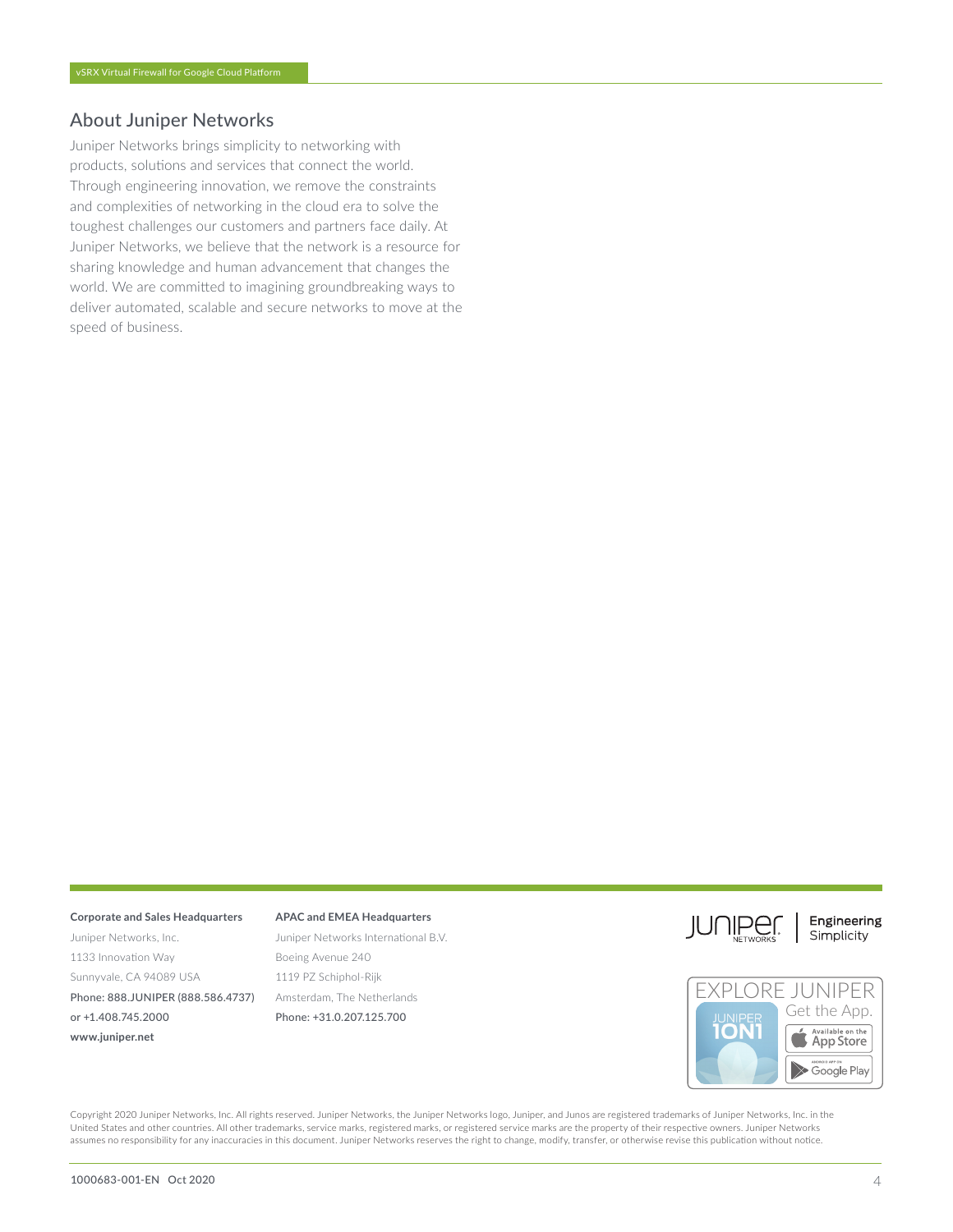## About Juniper Networks

Juniper Networks brings simplicity to networking with products, solutions and services that connect the world. Through engineering innovation, we remove the constraints and complexities of networking in the cloud era to solve the toughest challenges our customers and partners face daily. At Juniper Networks, we believe that the network is a resource for sharing knowledge and human advancement that changes the world. We are committed to imagining groundbreaking ways to deliver automated, scalable and secure networks to move at the speed of business.

**Corporate and Sales Headquarters**
Juniper Networks, Inc.
1133 Innovation Way
Sunnyvale, CA 94089 USA
Phone: 888.JUNIPER (888.586.4737)
or +1.408.745.2000
**www.juniper.net**

**APAC and EMEA Headquarters**
Juniper Networks International B.V.
Boeing Avenue 240
1119 PZ Schiphol-Rijk
Amsterdam, The Netherlands
Phone: +31.0.207.125.700

Engineering Simplicity

EXPLORE JUNIPER
Get the App.

Copyright 2020 Juniper Networks, Inc. All rights reserved. Juniper Networks, the Juniper Networks logo, Juniper, and Junos are registered trademarks of Juniper Networks, Inc. in the United States and other countries. All other trademarks, service marks, registered marks, or registered service marks are the property of their respective owners. Juniper Networks assumes no responsibility for any inaccuracies in this document. Juniper Networks reserves the right to change, modify, transfer, or otherwise revise this publication without notice.

1000683-001-EN Oct 2020